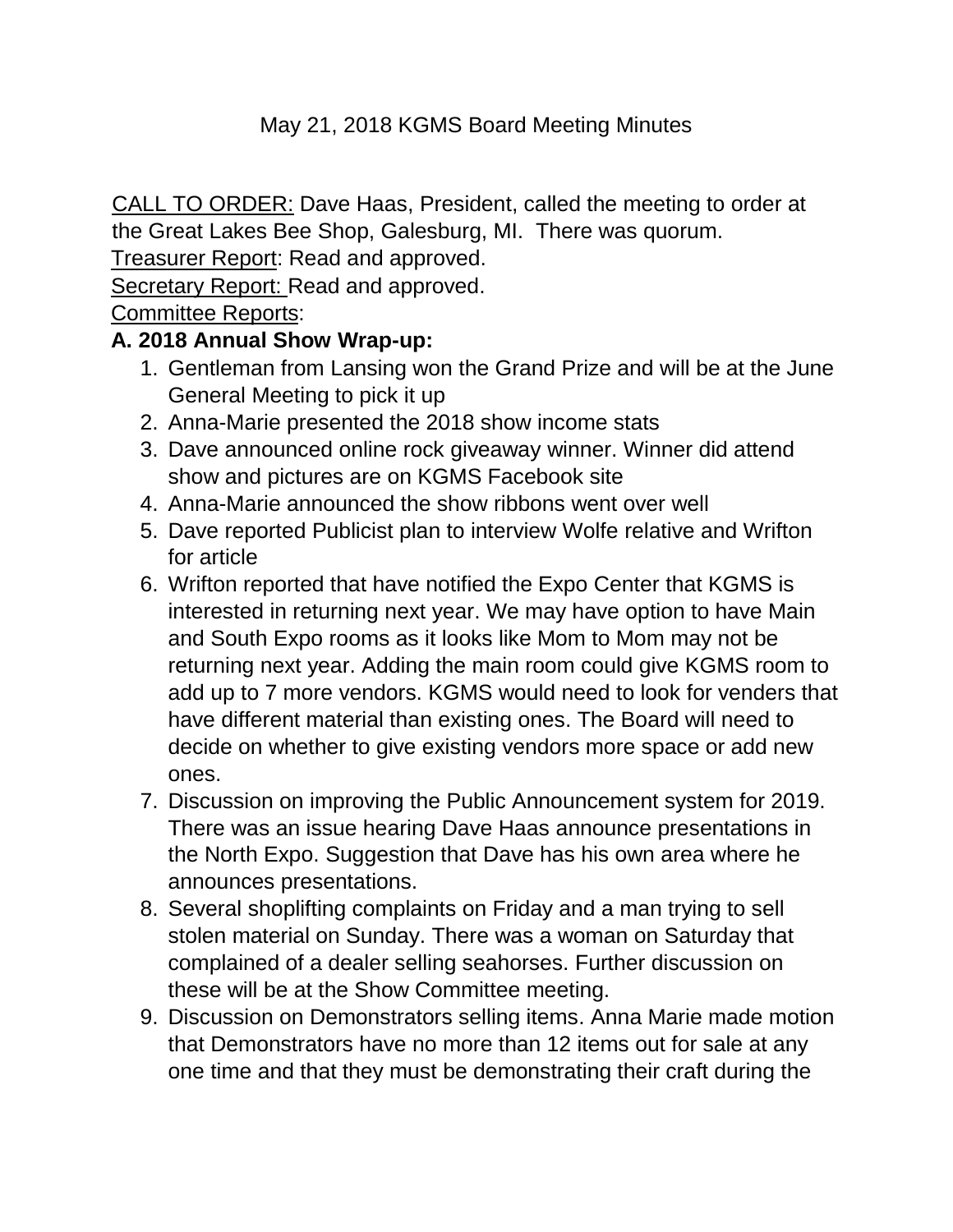May 21, 2018 KGMS Board Meeting Minutes

CALL TO ORDER: Dave Haas, President, called the meeting to order at the Great Lakes Bee Shop, Galesburg, MI. There was quorum.

Treasurer Report: Read and approved.

Secretary Report: Read and approved.

Committee Reports:

**A. 2018 Annual Show Wrap-up:**

1. Gentleman from Lansing won the Grand Prize and will be at the June General Meeting to pick it up
2. Anna-Marie presented the 2018 show income stats
3. Dave announced online rock giveaway winner. Winner did attend show and pictures are on KGMS Facebook site
4. Anna-Marie announced the show ribbons went over well
5. Dave reported Publicist plan to interview Wolfe relative and Wrifton for article
6. Wrifton reported that have notified the Expo Center that KGMS is interested in returning next year. We may have option to have Main and South Expo rooms as it looks like Mom to Mom may not be returning next year. Adding the main room could give KGMS room to add up to 7 more vendors. KGMS would need to look for venders that have different material than existing ones. The Board will need to decide on whether to give existing vendors more space or add new ones.
7. Discussion on improving the Public Announcement system for 2019. There was an issue hearing Dave Haas announce presentations in the North Expo. Suggestion that Dave has his own area where he announces presentations.
8. Several shoplifting complaints on Friday and a man trying to sell stolen material on Sunday. There was a woman on Saturday that complained of a dealer selling seahorses. Further discussion on these will be at the Show Committee meeting.
9. Discussion on Demonstrators selling items. Anna Marie made motion that Demonstrators have no more than 12 items out for sale at any one time and that they must be demonstrating their craft during the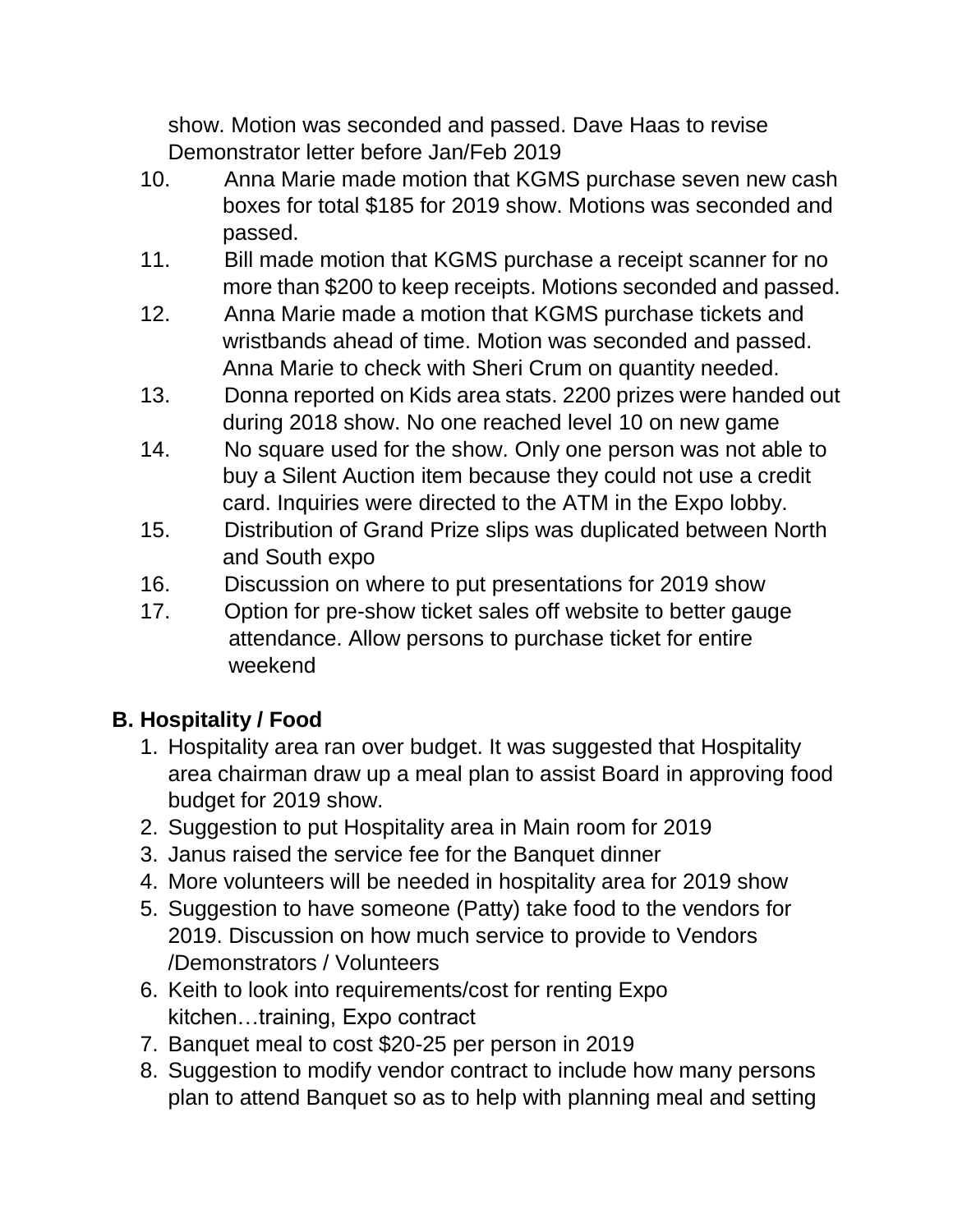show. Motion was seconded and passed. Dave Haas to revise Demonstrator letter before Jan/Feb 2019

10. Anna Marie made motion that KGMS purchase seven new cash boxes for total $185 for 2019 show. Motions was seconded and passed.
11. Bill made motion that KGMS purchase a receipt scanner for no more than $200 to keep receipts. Motions seconded and passed.
12. Anna Marie made a motion that KGMS purchase tickets and wristbands ahead of time. Motion was seconded and passed. Anna Marie to check with Sheri Crum on quantity needed.
13. Donna reported on Kids area stats. 2200 prizes were handed out during 2018 show. No one reached level 10 on new game
14. No square used for the show. Only one person was not able to buy a Silent Auction item because they could not use a credit card. Inquiries were directed to the ATM in the Expo lobby.
15. Distribution of Grand Prize slips was duplicated between North and South expo
16. Discussion on where to put presentations for 2019 show
17. Option for pre-show ticket sales off website to better gauge attendance. Allow persons to purchase ticket for entire weekend

## B. Hospitality / Food

1. Hospitality area ran over budget. It was suggested that Hospitality area chairman draw up a meal plan to assist Board in approving food budget for 2019 show.
2. Suggestion to put Hospitality area in Main room for 2019
3. Janus raised the service fee for the Banquet dinner
4. More volunteers will be needed in hospitality area for 2019 show
5. Suggestion to have someone (Patty) take food to the vendors for 2019. Discussion on how much service to provide to Vendors /Demonstrators / Volunteers
6. Keith to look into requirements/cost for renting Expo kitchen…training, Expo contract
7. Banquet meal to cost $20-25 per person in 2019
8. Suggestion to modify vendor contract to include how many persons plan to attend Banquet so as to help with planning meal and setting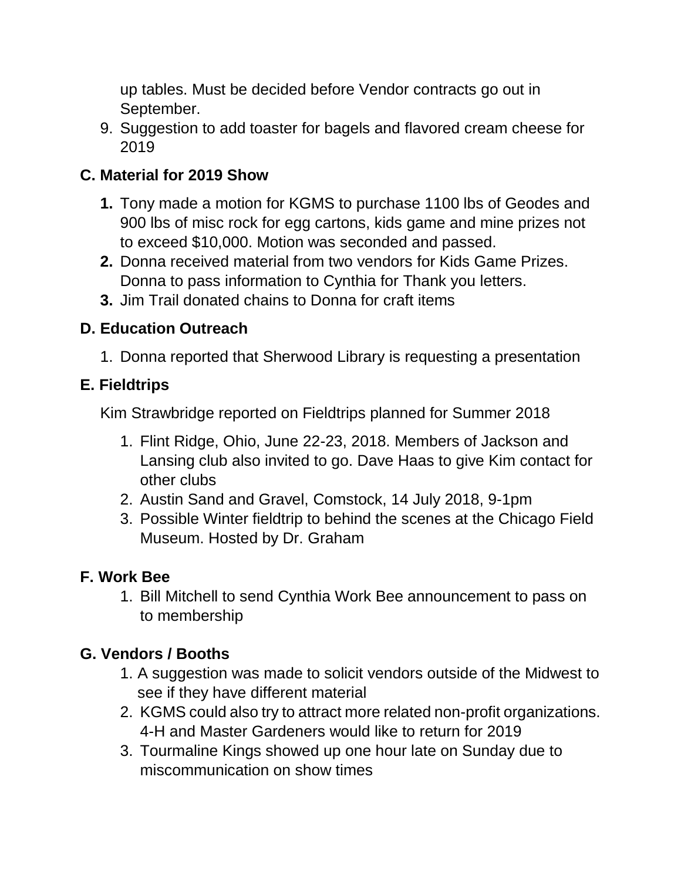up tables. Must be decided before Vendor contracts go out in September.

9. Suggestion to add toaster for bagels and flavored cream cheese for 2019

### C. Material for 2019 Show

1. Tony made a motion for KGMS to purchase 1100 lbs of Geodes and 900 lbs of misc rock for egg cartons, kids game and mine prizes not to exceed $10,000. Motion was seconded and passed.
2. Donna received material from two vendors for Kids Game Prizes. Donna to pass information to Cynthia for Thank you letters.
3. Jim Trail donated chains to Donna for craft items

### D. Education Outreach

1. Donna reported that Sherwood Library is requesting a presentation

### E. Fieldtrips

Kim Strawbridge reported on Fieldtrips planned for Summer 2018

1. Flint Ridge, Ohio, June 22-23, 2018. Members of Jackson and Lansing club also invited to go. Dave Haas to give Kim contact for other clubs
2. Austin Sand and Gravel, Comstock, 14 July 2018, 9-1pm
3. Possible Winter fieldtrip to behind the scenes at the Chicago Field Museum. Hosted by Dr. Graham

### F. Work Bee

1. Bill Mitchell to send Cynthia Work Bee announcement to pass on to membership

### G. Vendors / Booths

1. A suggestion was made to solicit vendors outside of the Midwest to see if they have different material
2. KGMS could also try to attract more related non-profit organizations. 4-H and Master Gardeners would like to return for 2019
3. Tourmaline Kings showed up one hour late on Sunday due to miscommunication on show times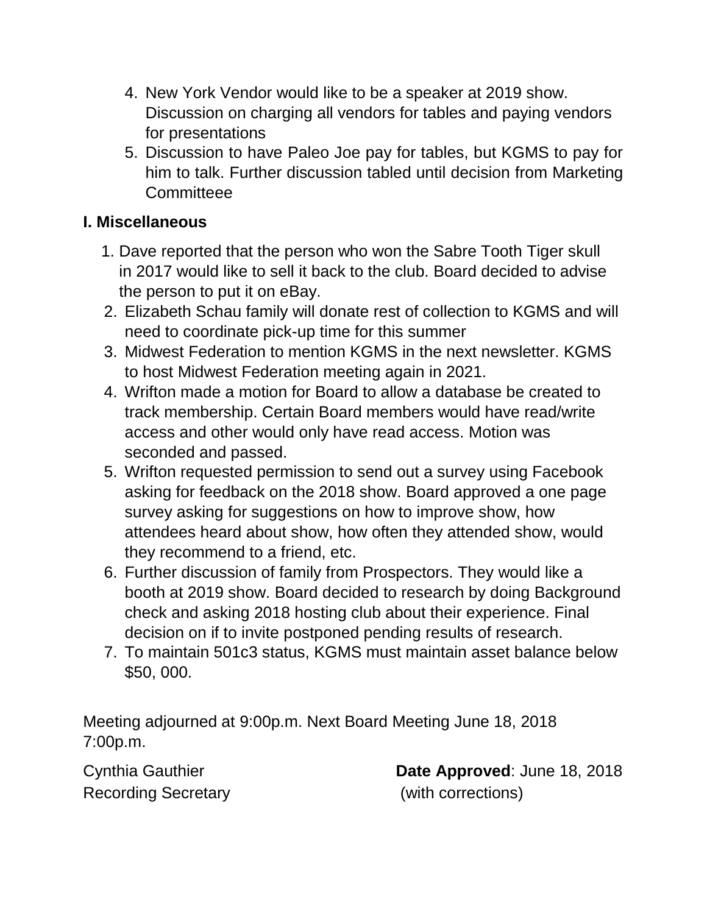4. New York Vendor would like to be a speaker at 2019 show. Discussion on charging all vendors for tables and paying vendors for presentations
5. Discussion to have Paleo Joe pay for tables, but KGMS to pay for him to talk. Further discussion tabled until decision from Marketing Committeee

**I. Miscellaneous**

1. Dave reported that the person who won the Sabre Tooth Tiger skull in 2017 would like to sell it back to the club. Board decided to advise the person to put it on eBay.
2. Elizabeth Schau family will donate rest of collection to KGMS and will need to coordinate pick-up time for this summer
3. Midwest Federation to mention KGMS in the next newsletter. KGMS to host Midwest Federation meeting again in 2021.
4. Wrifton made a motion for Board to allow a database be created to track membership. Certain Board members would have read/write access and other would only have read access. Motion was seconded and passed.
5. Wrifton requested permission to send out a survey using Facebook asking for feedback on the 2018 show. Board approved a one page survey asking for suggestions on how to improve show, how attendees heard about show, how often they attended show, would they recommend to a friend, etc.
6. Further discussion of family from Prospectors. They would like a booth at 2019 show. Board decided to research by doing Background check and asking 2018 hosting club about their experience. Final decision on if to invite postponed pending results of research.
7. To maintain 501c3 status, KGMS must maintain asset balance below $50, 000.

Meeting adjourned at 9:00p.m. Next Board Meeting June 18, 2018 7:00p.m.

Cynthia Gauthier
Recording Secretary

**Date Approved**: June 18, 2018
(with corrections)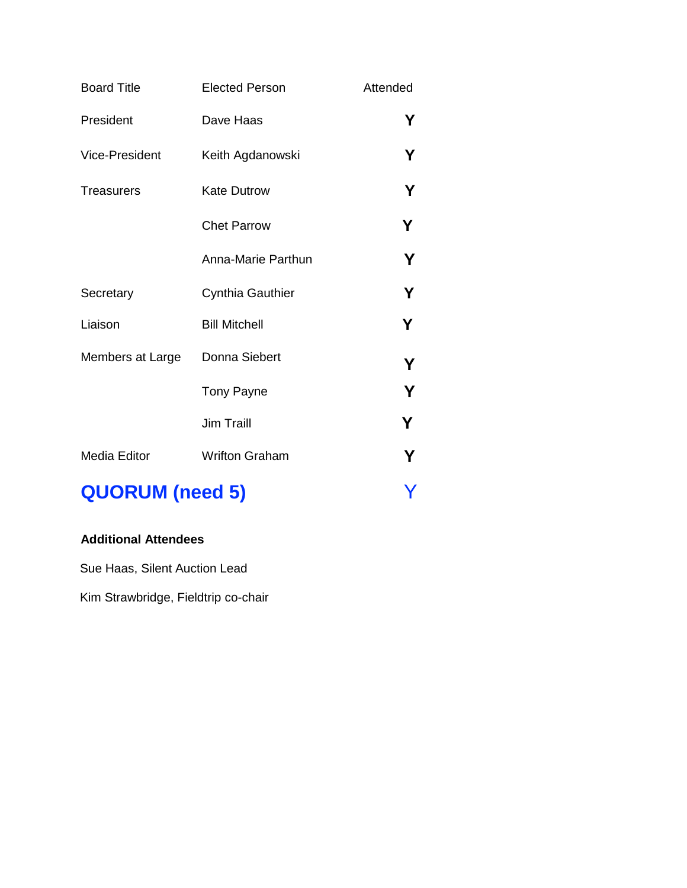| Board Title | Elected Person | Attended |
|---|---|---|
| President | Dave Haas | **Y** |
| Vice-President | Keith Agdanowski | **Y** |
| Treasurers | Kate Dutrow | **Y** |
| | Chet Parrow | **Y** |
| | Anna-Marie Parthun | **Y** |
| Secretary | Cynthia Gauthier | **Y** |
| Liaison | Bill Mitchell | **Y** |
| Members at Large | Donna Siebert | **Y** |
| | Tony Payne | **Y** |
| | Jim Traill | **Y** |
| Media Editor | Wrifton Graham | **Y** |
| **QUORUM (need 5)** | | Y |

**Additional Attendees**

Sue Haas, Silent Auction Lead

Kim Strawbridge, Fieldtrip co-chair